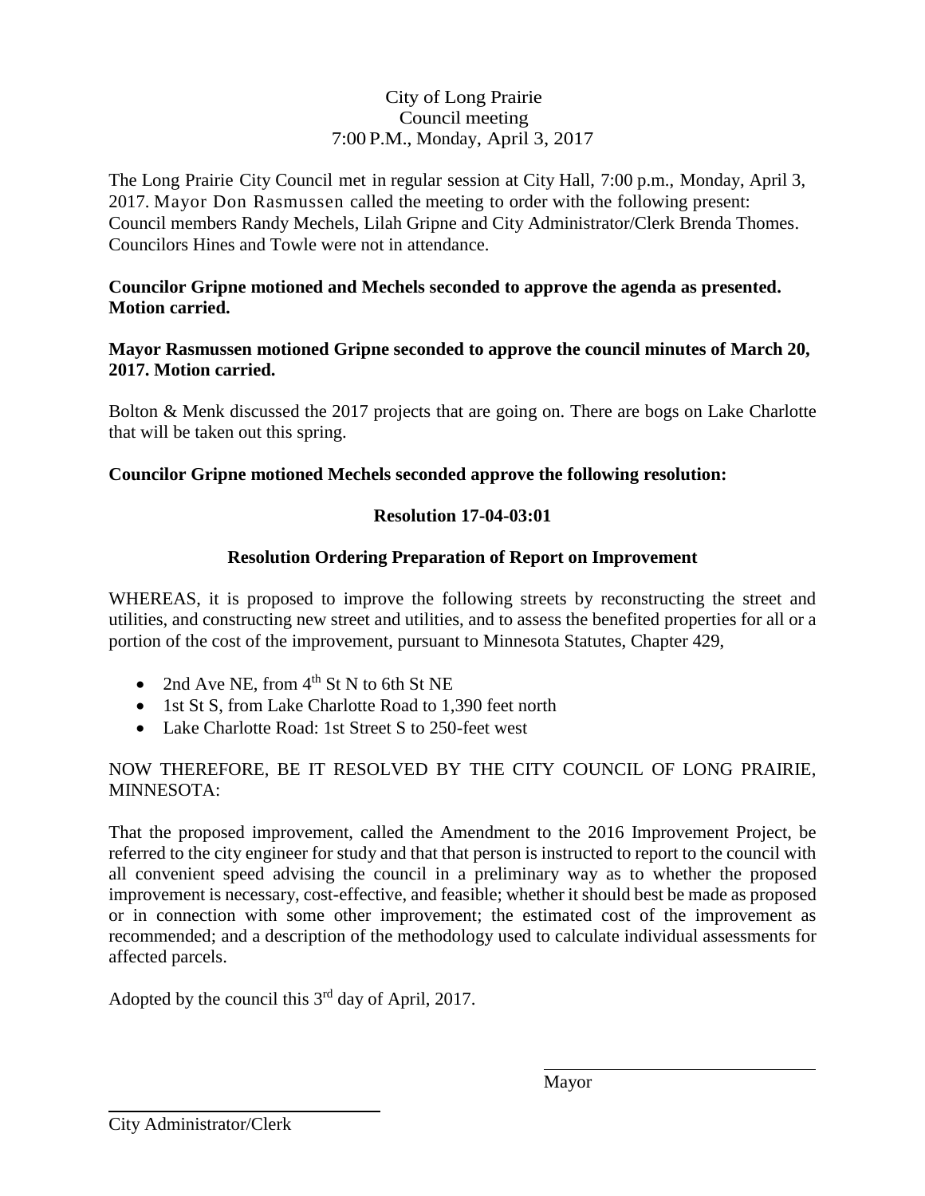City of Long Prairie
Council meeting
7:00 P.M., Monday, April 3, 2017

The Long Prairie City Council met in regular session at City Hall, 7:00 p.m., Monday, April 3, 2017. Mayor Don Rasmussen called the meeting to order with the following present: Council members Randy Mechels, Lilah Gripne and City Administrator/Clerk Brenda Thomes. Councilors Hines and Towle were not in attendance.

**Councilor Gripne motioned and Mechels seconded to approve the agenda as presented. Motion carried.**

**Mayor Rasmussen motioned Gripne seconded to approve the council minutes of March 20, 2017. Motion carried.**

Bolton & Menk discussed the 2017 projects that are going on. There are bogs on Lake Charlotte that will be taken out this spring.

**Councilor Gripne motioned Mechels seconded approve the following resolution:**

**Resolution 17-04-03:01**

**Resolution Ordering Preparation of Report on Improvement**

WHEREAS, it is proposed to improve the following streets by reconstructing the street and utilities, and constructing new street and utilities, and to assess the benefited properties for all or a portion of the cost of the improvement, pursuant to Minnesota Statutes, Chapter 429,

- 2nd Ave NE, from 4th St N to 6th St NE
- 1st St S, from Lake Charlotte Road to 1,390 feet north
- Lake Charlotte Road: 1st Street S to 250-feet west

NOW THEREFORE, BE IT RESOLVED BY THE CITY COUNCIL OF LONG PRAIRIE, MINNESOTA:

That the proposed improvement, called the Amendment to the 2016 Improvement Project, be referred to the city engineer for study and that that person is instructed to report to the council with all convenient speed advising the council in a preliminary way as to whether the proposed improvement is necessary, cost-effective, and feasible; whether it should best be made as proposed or in connection with some other improvement; the estimated cost of the improvement as recommended; and a description of the methodology used to calculate individual assessments for affected parcels.

Adopted by the council this 3rd day of April, 2017.

\_\_\_\_\_\_\_\_\_\_\_\_\_\_\_\_\_\_\_\_\_\_\_\_\_\_\_\_\_\_
Mayor

\_\_\_\_\_\_\_\_\_\_\_\_\_\_\_\_\_\_\_\_\_\_\_\_\_\_\_\_\_\_
City Administrator/Clerk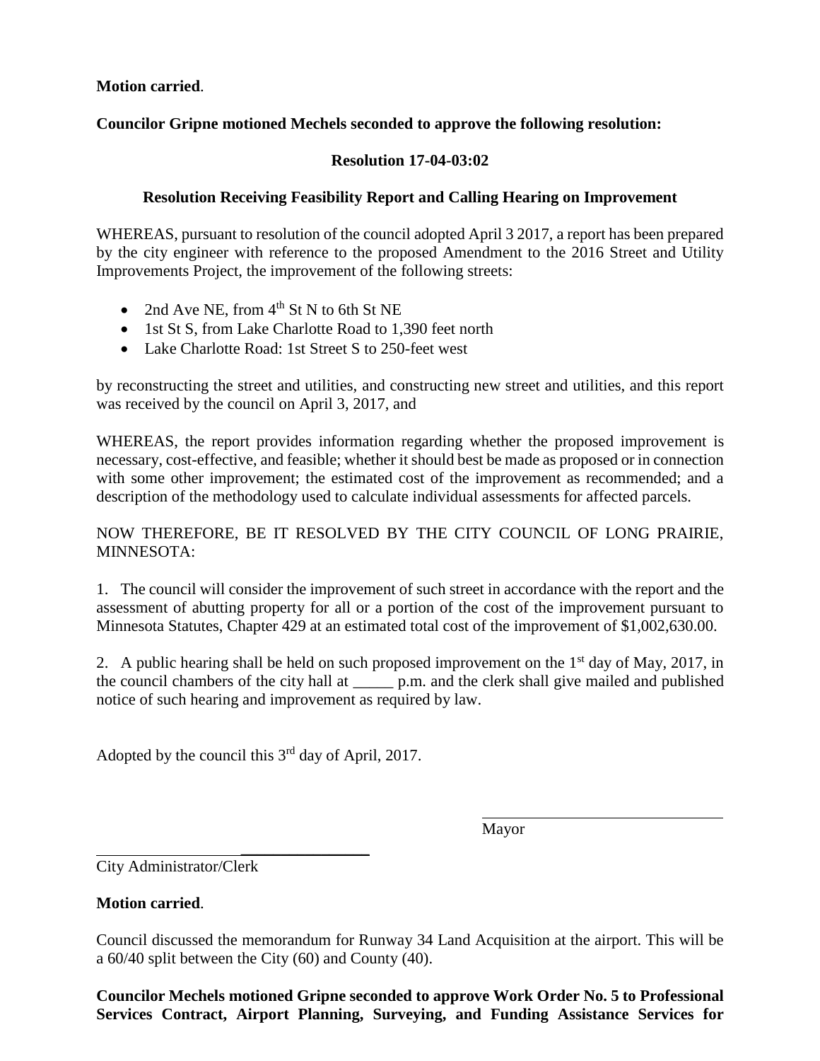**Motion carried**.

**Councilor Gripne motioned Mechels seconded to approve the following resolution:**

**Resolution 17-04-03:02**

**Resolution Receiving Feasibility Report and Calling Hearing on Improvement**

WHEREAS, pursuant to resolution of the council adopted April 3 2017, a report has been prepared by the city engineer with reference to the proposed Amendment to the 2016 Street and Utility Improvements Project, the improvement of the following streets:

- 2nd Ave NE, from 4th St N to 6th St NE
- 1st St S, from Lake Charlotte Road to 1,390 feet north
- Lake Charlotte Road: 1st Street S to 250-feet west

by reconstructing the street and utilities, and constructing new street and utilities, and this report was received by the council on April 3, 2017, and

WHEREAS, the report provides information regarding whether the proposed improvement is necessary, cost-effective, and feasible; whether it should best be made as proposed or in connection with some other improvement; the estimated cost of the improvement as recommended; and a description of the methodology used to calculate individual assessments for affected parcels.

NOW THEREFORE, BE IT RESOLVED BY THE CITY COUNCIL OF LONG PRAIRIE, MINNESOTA:

1. The council will consider the improvement of such street in accordance with the report and the assessment of abutting property for all or a portion of the cost of the improvement pursuant to Minnesota Statutes, Chapter 429 at an estimated total cost of the improvement of $1,002,630.00.

2. A public hearing shall be held on such proposed improvement on the 1st day of May, 2017, in the council chambers of the city hall at _____ p.m. and the clerk shall give mailed and published notice of such hearing and improvement as required by law.

Adopted by the council this 3rd day of April, 2017.

Mayor

City Administrator/Clerk

**Motion carried**.

Council discussed the memorandum for Runway 34 Land Acquisition at the airport. This will be a 60/40 split between the City (60) and County (40).

**Councilor Mechels motioned Gripne seconded to approve Work Order No. 5 to Professional Services Contract, Airport Planning, Surveying, and Funding Assistance Services for**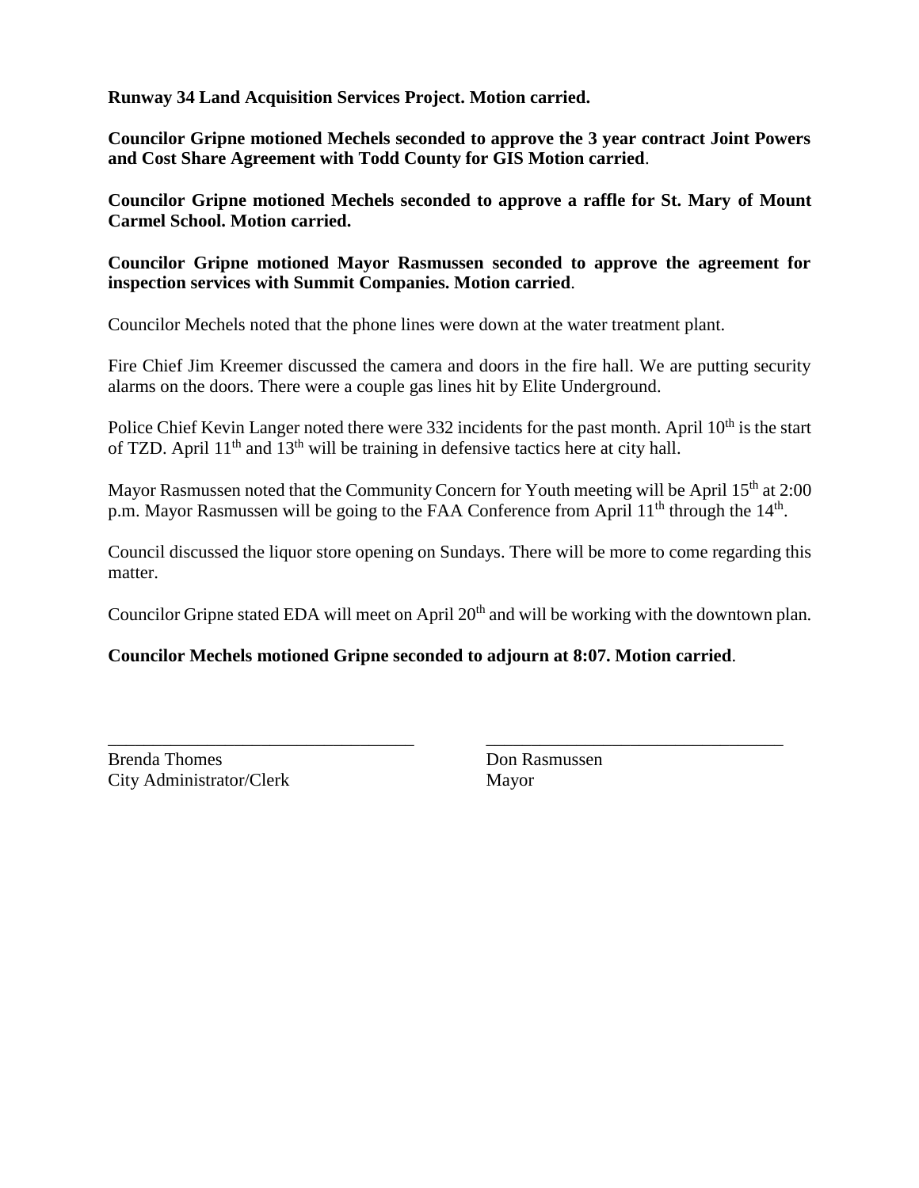**Runway 34 Land Acquisition Services Project. Motion carried.**

**Councilor Gripne motioned Mechels seconded to approve the 3 year contract Joint Powers and Cost Share Agreement with Todd County for GIS Motion carried**.

**Councilor Gripne motioned Mechels seconded to approve a raffle for St. Mary of Mount Carmel School. Motion carried.**

**Councilor Gripne motioned Mayor Rasmussen seconded to approve the agreement for inspection services with Summit Companies. Motion carried**.

Councilor Mechels noted that the phone lines were down at the water treatment plant.

Fire Chief Jim Kreemer discussed the camera and doors in the fire hall. We are putting security alarms on the doors. There were a couple gas lines hit by Elite Underground.

Police Chief Kevin Langer noted there were 332 incidents for the past month. April 10th is the start of TZD. April 11th and 13th will be training in defensive tactics here at city hall.

Mayor Rasmussen noted that the Community Concern for Youth meeting will be April 15th at 2:00 p.m. Mayor Rasmussen will be going to the FAA Conference from April 11th through the 14th.

Council discussed the liquor store opening on Sundays. There will be more to come regarding this matter.

Councilor Gripne stated EDA will meet on April 20th and will be working with the downtown plan.

**Councilor Mechels motioned Gripne seconded to adjourn at 8:07. Motion carried**.

\_\_\_\_\_\_\_\_\_\_\_\_\_\_\_\_\_\_\_\_\_\_\_\_\_\_\_\_\_\_\_\_\_\_\_\_
Brenda Thomes
City Administrator/Clerk

\_\_\_\_\_\_\_\_\_\_\_\_\_\_\_\_\_\_\_\_\_\_\_\_\_\_\_\_\_\_\_\_\_\_\_\_
Don Rasmussen
Mayor